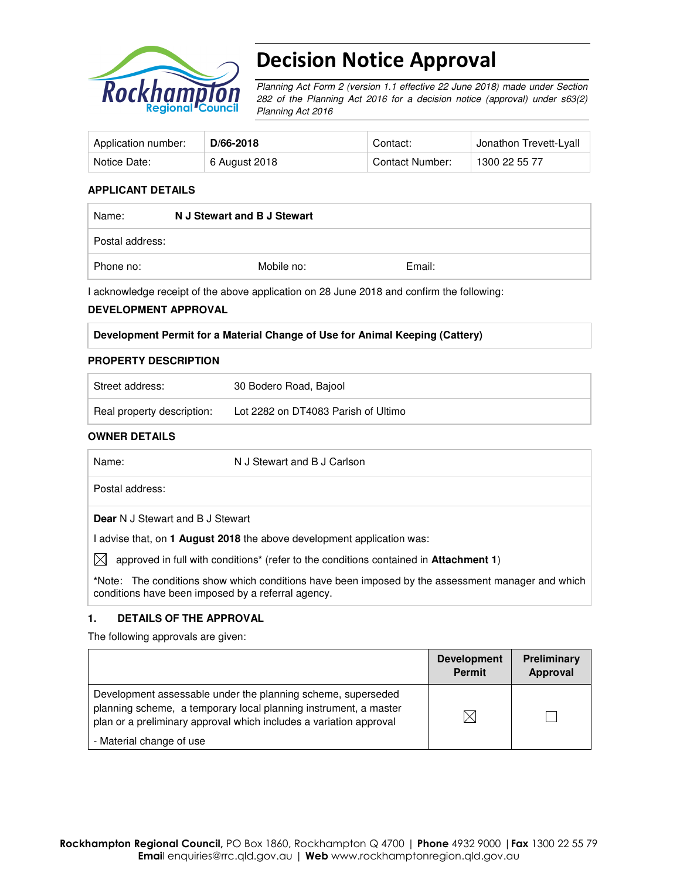# Decision Notice Approval

*Planning Act Form 2 (version 1.1 effective 22 June 2018) made under Section 282 of the Planning Act 2016 for a decision notice (approval) under s63(2) Planning Act 2016*

| Application number: | **D/66-2018** | Contact: | Jonathon Trevett-Lyall |
|---|---|---|---|
| Notice Date: | 6 August 2018 | Contact Number: | 1300 22 55 77 |

### APPLICANT DETAILS

| Name: | **N J Stewart and B J Stewart** | |
|---|---|---|
| Postal address: | | |
| Phone no: | Mobile no: | Email: |

I acknowledge receipt of the above application on 28 June 2018 and confirm the following:

### DEVELOPMENT APPROVAL

**Development Permit for a Material Change of Use for Animal Keeping (Cattery)**

### PROPERTY DESCRIPTION

| Street address: | 30 Bodero Road, Bajool |
|---|---|
| Real property description: | Lot 2282 on DT4083 Parish of Ultimo |

### OWNER DETAILS

| Name: | N J Stewart and B J Carlson |
|---|---|
| Postal address: | |

**Dear** N J Stewart and B J Stewart

I advise that, on **1 August 2018** the above development application was:

☒ approved in full with conditions* (refer to the conditions contained in **Attachment 1**)

***Note:** The conditions show which conditions have been imposed by the assessment manager and which conditions have been imposed by a referral agency.

### 1. DETAILS OF THE APPROVAL

The following approvals are given:

| | Development Permit | Preliminary Approval |
|---|---|---|
| Development assessable under the planning scheme, superseded planning scheme, a temporary local planning instrument, a master plan or a preliminary approval which includes a variation approval<br>- Material change of use | ☒ | ☐ |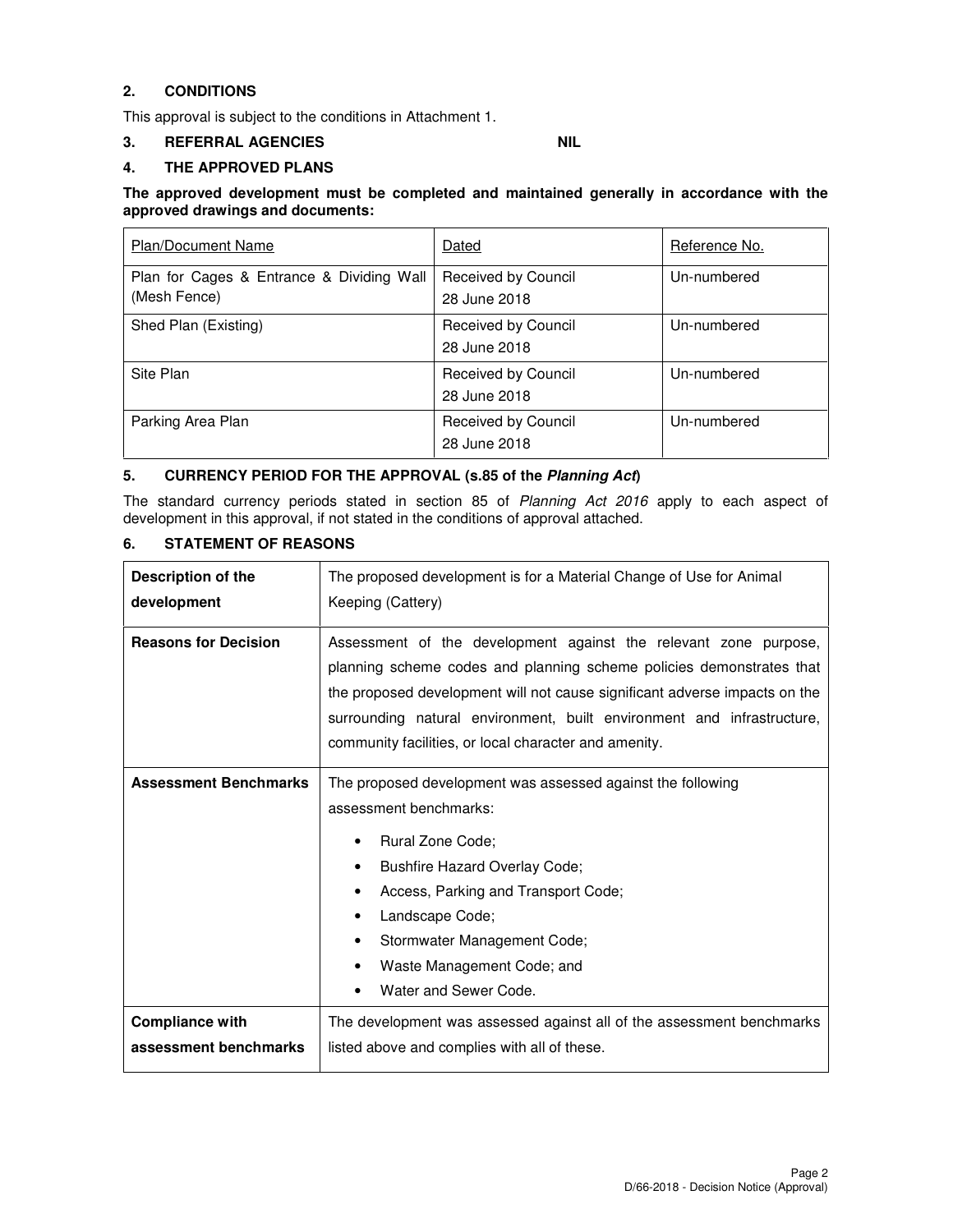## 2. CONDITIONS

This approval is subject to the conditions in Attachment 1.

## 3. REFERRAL AGENCIES NIL

## 4. THE APPROVED PLANS

**The approved development must be completed and maintained generally in accordance with the approved drawings and documents:**

| Plan/Document Name | Dated | Reference No. |
|---|---|---|
| Plan for Cages & Entrance & Dividing Wall (Mesh Fence) | Received by Council 28 June 2018 | Un-numbered |
| Shed Plan (Existing) | Received by Council 28 June 2018 | Un-numbered |
| Site Plan | Received by Council 28 June 2018 | Un-numbered |
| Parking Area Plan | Received by Council 28 June 2018 | Un-numbered |

## 5. CURRENCY PERIOD FOR THE APPROVAL (s.85 of the *Planning Act*)

The standard currency periods stated in section 85 of *Planning Act 2016* apply to each aspect of development in this approval, if not stated in the conditions of approval attached.

## 6. STATEMENT OF REASONS

| | |
|---|---|
| **Description of the development** | The proposed development is for a Material Change of Use for Animal Keeping (Cattery) |
| **Reasons for Decision** | Assessment of the development against the relevant zone purpose, planning scheme codes and planning scheme policies demonstrates that the proposed development will not cause significant adverse impacts on the surrounding natural environment, built environment and infrastructure, community facilities, or local character and amenity. |
| **Assessment Benchmarks** | The proposed development was assessed against the following assessment benchmarks:<br>• Rural Zone Code;<br>• Bushfire Hazard Overlay Code;<br>• Access, Parking and Transport Code;<br>• Landscape Code;<br>• Stormwater Management Code;<br>• Waste Management Code; and<br>• Water and Sewer Code. |
| **Compliance with assessment benchmarks** | The development was assessed against all of the assessment benchmarks listed above and complies with all of these. |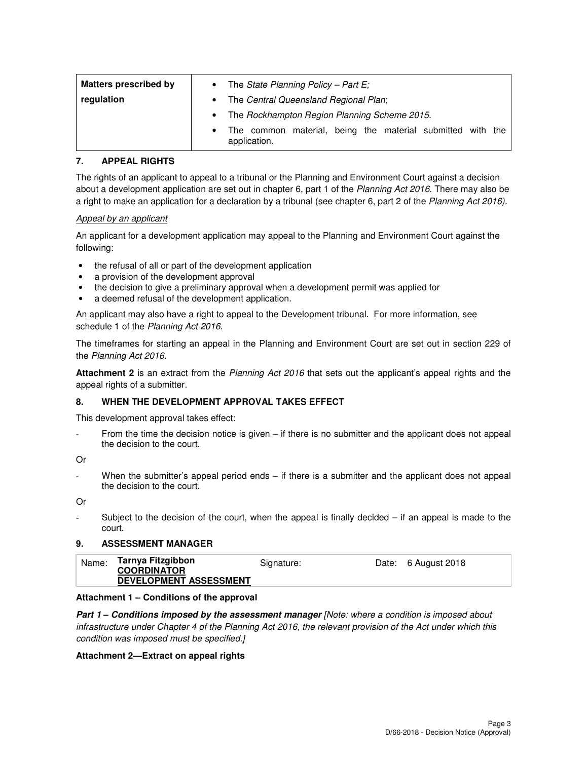| Matters prescribed by regulation | • The *State Planning Policy – Part E;*<br>• The *Central Queensland Regional Plan*;<br>• The *Rockhampton Region Planning Scheme 2015.*<br>• The common material, being the material submitted with the application. |
|---|---|

## 7. APPEAL RIGHTS

The rights of an applicant to appeal to a tribunal or the Planning and Environment Court against a decision about a development application are set out in chapter 6, part 1 of the *Planning Act 2016*. There may also be a right to make an application for a declaration by a tribunal (see chapter 6, part 2 of the *Planning Act 2016).*

*Appeal by an applicant*

An applicant for a development application may appeal to the Planning and Environment Court against the following:

- the refusal of all or part of the development application
- a provision of the development approval
- the decision to give a preliminary approval when a development permit was applied for
- a deemed refusal of the development application.

An applicant may also have a right to appeal to the Development tribunal. For more information, see schedule 1 of the *Planning Act 2016*.

The timeframes for starting an appeal in the Planning and Environment Court are set out in section 229 of the *Planning Act 2016*.

**Attachment 2** is an extract from the *Planning Act 2016* that sets out the applicant's appeal rights and the appeal rights of a submitter.

## 8. WHEN THE DEVELOPMENT APPROVAL TAKES EFFECT

This development approval takes effect:

- From the time the decision notice is given – if there is no submitter and the applicant does not appeal the decision to the court.

Or

- When the submitter's appeal period ends – if there is a submitter and the applicant does not appeal the decision to the court.

Or

- Subject to the decision of the court, when the appeal is finally decided – if an appeal is made to the court.

## 9. ASSESSMENT MANAGER

| Name: | **Tarnya Fitzgibbon**<br>**COORDINATOR**<br>**DEVELOPMENT ASSESSMENT** | Signature: | Date: 6 August 2018 |
|---|---|---|---|

**Attachment 1 – Conditions of the approval**

***Part 1 – Conditions imposed by the assessment manager*** *[Note: where a condition is imposed about infrastructure under Chapter 4 of the Planning Act 2016, the relevant provision of the Act under which this condition was imposed must be specified.]*

**Attachment 2—Extract on appeal rights**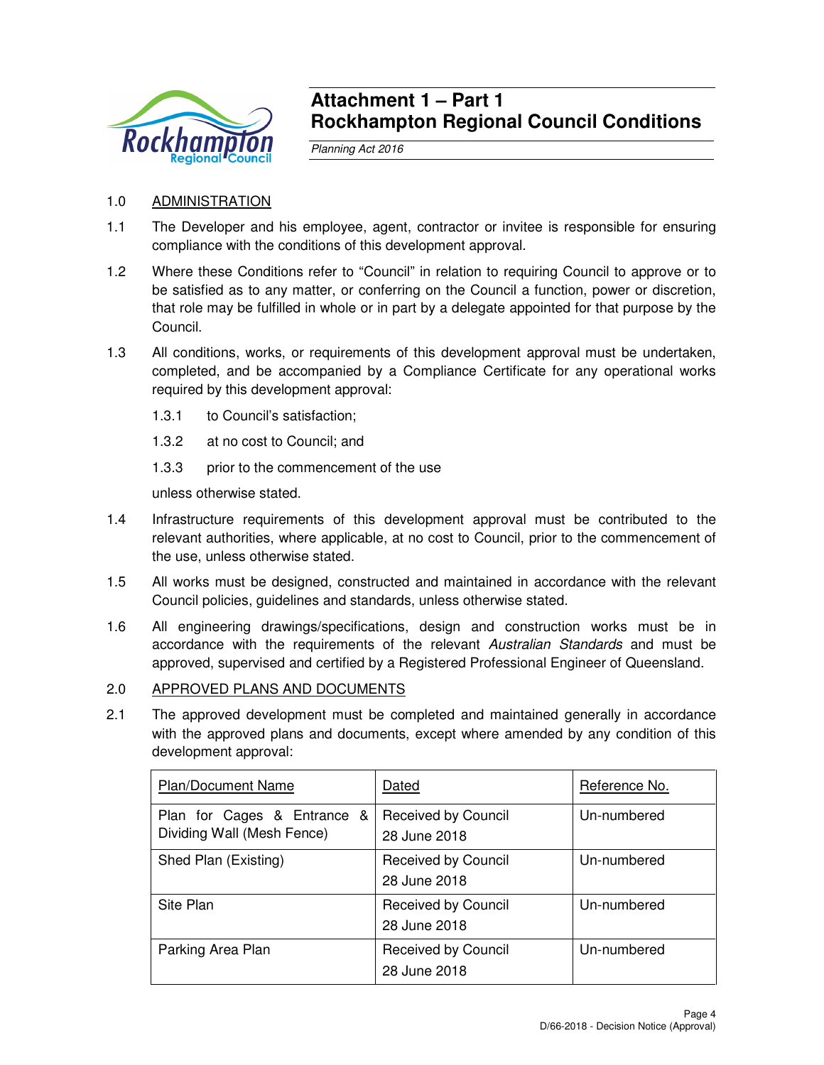# Attachment 1 – Part 1
# Rockhampton Regional Council Conditions

*Planning Act 2016*

1.0 ADMINISTRATION

1.1 The Developer and his employee, agent, contractor or invitee is responsible for ensuring compliance with the conditions of this development approval.

1.2 Where these Conditions refer to "Council" in relation to requiring Council to approve or to be satisfied as to any matter, or conferring on the Council a function, power or discretion, that role may be fulfilled in whole or in part by a delegate appointed for that purpose by the Council.

1.3 All conditions, works, or requirements of this development approval must be undertaken, completed, and be accompanied by a Compliance Certificate for any operational works required by this development approval:

1.3.1 to Council's satisfaction;

1.3.2 at no cost to Council; and

1.3.3 prior to the commencement of the use

unless otherwise stated.

1.4 Infrastructure requirements of this development approval must be contributed to the relevant authorities, where applicable, at no cost to Council, prior to the commencement of the use, unless otherwise stated.

1.5 All works must be designed, constructed and maintained in accordance with the relevant Council policies, guidelines and standards, unless otherwise stated.

1.6 All engineering drawings/specifications, design and construction works must be in accordance with the requirements of the relevant *Australian Standards* and must be approved, supervised and certified by a Registered Professional Engineer of Queensland.

2.0 APPROVED PLANS AND DOCUMENTS

2.1 The approved development must be completed and maintained generally in accordance with the approved plans and documents, except where amended by any condition of this development approval:

| Plan/Document Name | Dated | Reference No. |
|---|---|---|
| Plan for Cages & Entrance & Dividing Wall (Mesh Fence) | Received by Council 28 June 2018 | Un-numbered |
| Shed Plan (Existing) | Received by Council 28 June 2018 | Un-numbered |
| Site Plan | Received by Council 28 June 2018 | Un-numbered |
| Parking Area Plan | Received by Council 28 June 2018 | Un-numbered |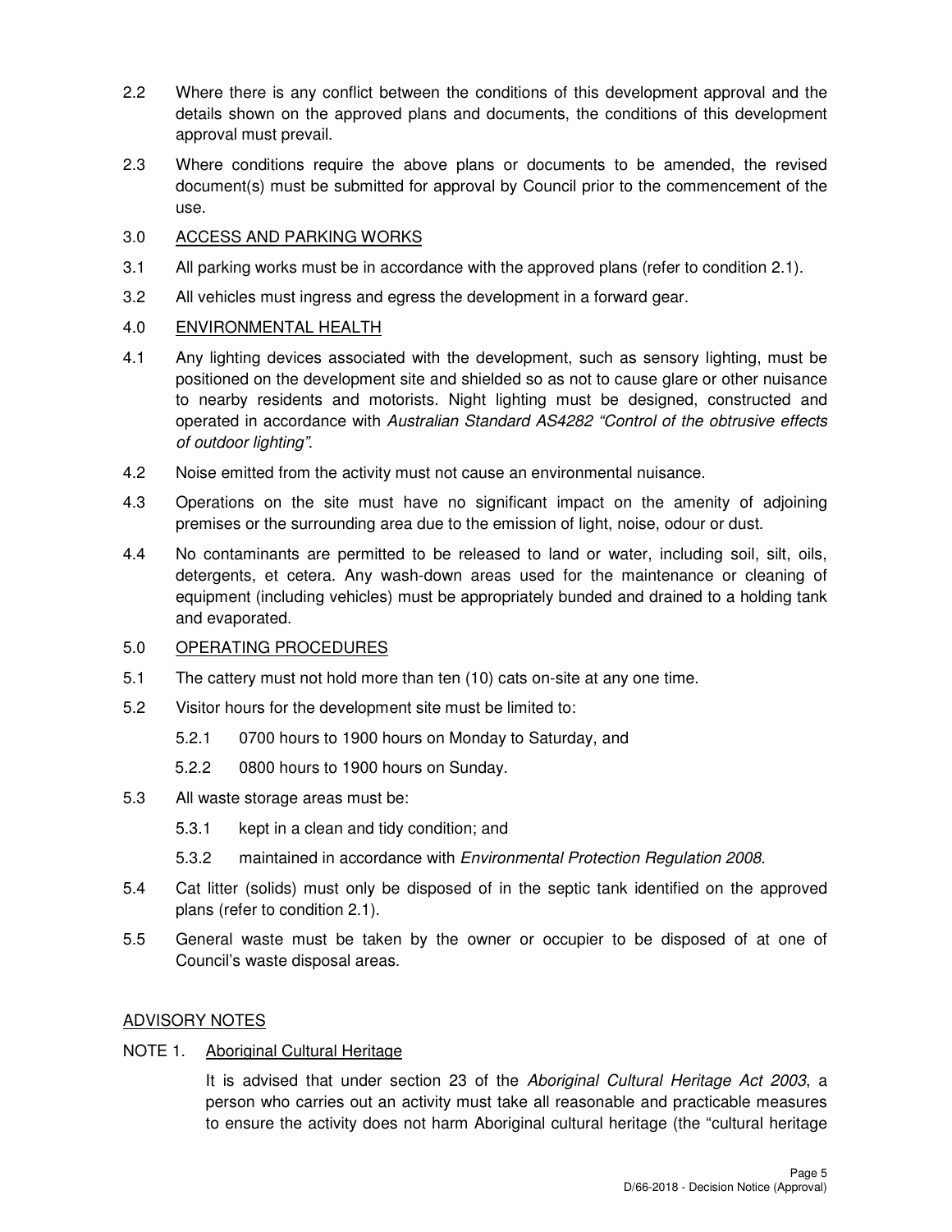2.2 Where there is any conflict between the conditions of this development approval and the details shown on the approved plans and documents, the conditions of this development approval must prevail.

2.3 Where conditions require the above plans or documents to be amended, the revised document(s) must be submitted for approval by Council prior to the commencement of the use.

3.0 <u>ACCESS AND PARKING WORKS</u>

3.1 All parking works must be in accordance with the approved plans (refer to condition 2.1).

3.2 All vehicles must ingress and egress the development in a forward gear.

4.0 <u>ENVIRONMENTAL HEALTH</u>

4.1 Any lighting devices associated with the development, such as sensory lighting, must be positioned on the development site and shielded so as not to cause glare or other nuisance to nearby residents and motorists. Night lighting must be designed, constructed and operated in accordance with *Australian Standard AS4282 "Control of the obtrusive effects of outdoor lighting"*.

4.2 Noise emitted from the activity must not cause an environmental nuisance.

4.3 Operations on the site must have no significant impact on the amenity of adjoining premises or the surrounding area due to the emission of light, noise, odour or dust.

4.4 No contaminants are permitted to be released to land or water, including soil, silt, oils, detergents, et cetera. Any wash-down areas used for the maintenance or cleaning of equipment (including vehicles) must be appropriately bunded and drained to a holding tank and evaporated.

5.0 <u>OPERATING PROCEDURES</u>

5.1 The cattery must not hold more than ten (10) cats on-site at any one time.

5.2 Visitor hours for the development site must be limited to:

  5.2.1 0700 hours to 1900 hours on Monday to Saturday, and

  5.2.2 0800 hours to 1900 hours on Sunday.

5.3 All waste storage areas must be:

  5.3.1 kept in a clean and tidy condition; and

  5.3.2 maintained in accordance with *Environmental Protection Regulation 2008*.

5.4 Cat litter (solids) must only be disposed of in the septic tank identified on the approved plans (refer to condition 2.1).

5.5 General waste must be taken by the owner or occupier to be disposed of at one of Council's waste disposal areas.

<u>ADVISORY NOTES</u>

NOTE 1. <u>Aboriginal Cultural Heritage</u>

It is advised that under section 23 of the *Aboriginal Cultural Heritage Act 2003*, a person who carries out an activity must take all reasonable and practicable measures to ensure the activity does not harm Aboriginal cultural heritage (the "cultural heritage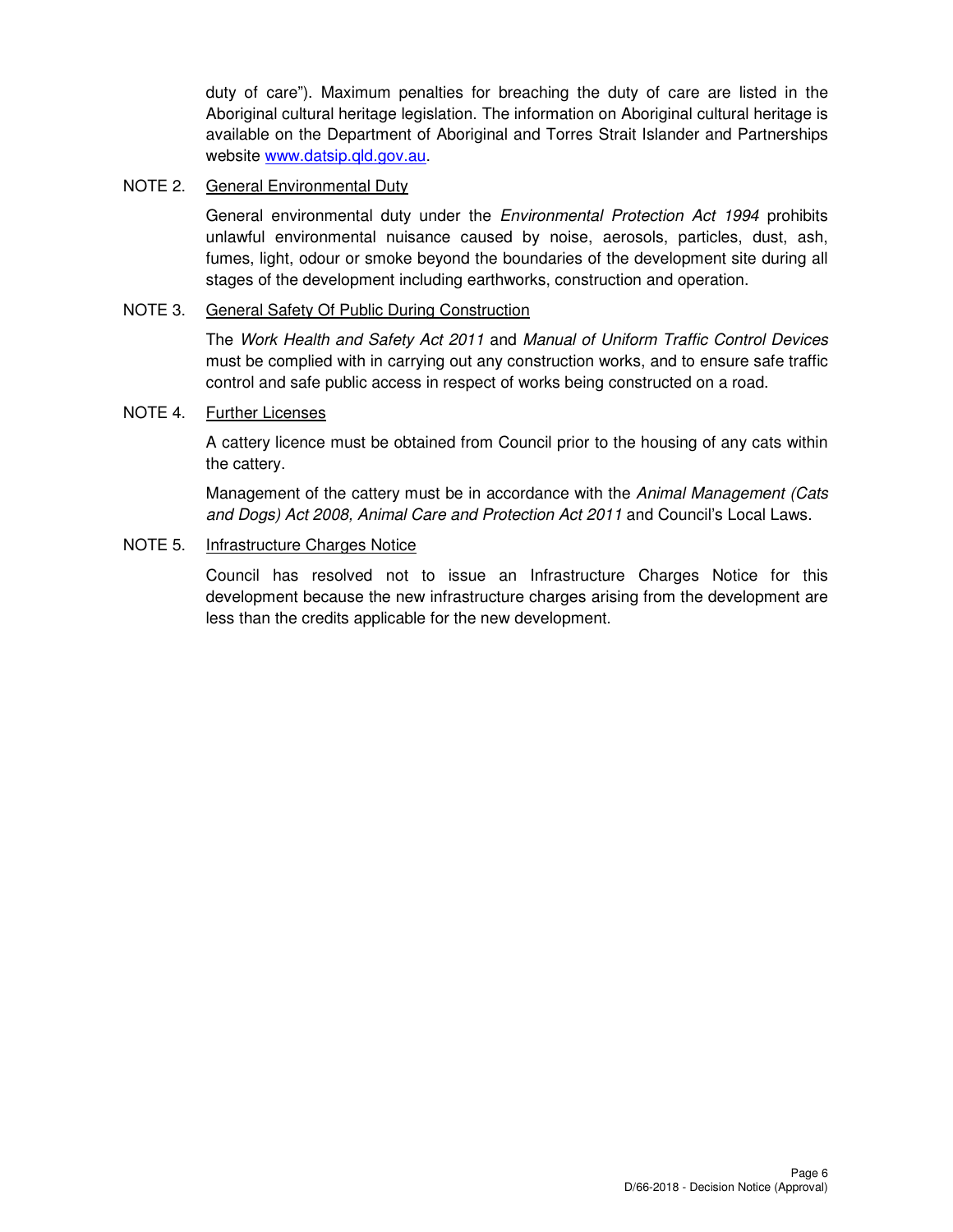duty of care"). Maximum penalties for breaching the duty of care are listed in the Aboriginal cultural heritage legislation. The information on Aboriginal cultural heritage is available on the Department of Aboriginal and Torres Strait Islander and Partnerships website www.datsip.qld.gov.au.

NOTE 2. General Environmental Duty

General environmental duty under the *Environmental Protection Act 1994* prohibits unlawful environmental nuisance caused by noise, aerosols, particles, dust, ash, fumes, light, odour or smoke beyond the boundaries of the development site during all stages of the development including earthworks, construction and operation.

NOTE 3. General Safety Of Public During Construction

The *Work Health and Safety Act 2011* and *Manual of Uniform Traffic Control Devices* must be complied with in carrying out any construction works, and to ensure safe traffic control and safe public access in respect of works being constructed on a road.

NOTE 4. Further Licenses

A cattery licence must be obtained from Council prior to the housing of any cats within the cattery.

Management of the cattery must be in accordance with the *Animal Management (Cats and Dogs) Act 2008, Animal Care and Protection Act 2011* and Council's Local Laws.

NOTE 5. Infrastructure Charges Notice

Council has resolved not to issue an Infrastructure Charges Notice for this development because the new infrastructure charges arising from the development are less than the credits applicable for the new development.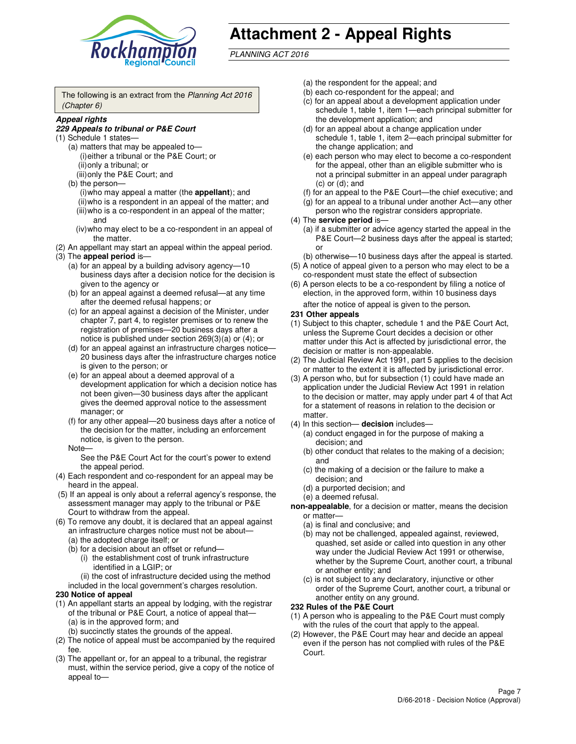# Attachment 2 - Appeal Rights

*PLANNING ACT 2016*

The following is an extract from the *Planning Act 2016 (Chapter 6)*

***Appeal rights***

***229 Appeals to tribunal or P&E Court***

(1) Schedule 1 states—
  (a) matters that may be appealed to—
    (i) either a tribunal or the P&E Court; or
    (ii) only a tribunal; or
    (iii) only the P&E Court; and
  (b) the person—
    (i) who may appeal a matter (the **appellant**); and
    (ii) who is a respondent in an appeal of the matter; and
    (iii) who is a co-respondent in an appeal of the matter; and
    (iv) who may elect to be a co-respondent in an appeal of the matter.

(2) An appellant may start an appeal within the appeal period.

(3) The **appeal period** is—
  (a) for an appeal by a building advisory agency—10 business days after a decision notice for the decision is given to the agency or
  (b) for an appeal against a deemed refusal—at any time after the deemed refusal happens; or
  (c) for an appeal against a decision of the Minister, under chapter 7, part 4, to register premises or to renew the registration of premises—20 business days after a notice is published under section 269(3)(a) or (4); or
  (d) for an appeal against an infrastructure charges notice—20 business days after the infrastructure charges notice is given to the person; or
  (e) for an appeal about a deemed approval of a development application for which a decision notice has not been given—30 business days after the applicant gives the deemed approval notice to the assessment manager; or
  (f) for any other appeal—20 business days after a notice of the decision for the matter, including an enforcement notice, is given to the person.

  Note—
  See the P&E Court Act for the court's power to extend the appeal period.

(4) Each respondent and co-respondent for an appeal may be heard in the appeal.

(5) If an appeal is only about a referral agency's response, the assessment manager may apply to the tribunal or P&E Court to withdraw from the appeal.

(6) To remove any doubt, it is declared that an appeal against an infrastructure charges notice must not be about—
  (a) the adopted charge itself; or
  (b) for a decision about an offset or refund—
    (i) the establishment cost of trunk infrastructure identified in a LGIP; or
    (ii) the cost of infrastructure decided using the method included in the local government's charges resolution.

**230 Notice of appeal**

(1) An appellant starts an appeal by lodging, with the registrar of the tribunal or P&E Court, a notice of appeal that—
  (a) is in the approved form; and
  (b) succinctly states the grounds of the appeal.

(2) The notice of appeal must be accompanied by the required fee.

(3) The appellant or, for an appeal to a tribunal, the registrar must, within the service period, give a copy of the notice of appeal to—
  (a) the respondent for the appeal; and
  (b) each co-respondent for the appeal; and
  (c) for an appeal about a development application under schedule 1, table 1, item 1—each principal submitter for the development application; and
  (d) for an appeal about a change application under schedule 1, table 1, item 2—each principal submitter for the change application; and
  (e) each person who may elect to become a co-respondent for the appeal, other than an eligible submitter who is not a principal submitter in an appeal under paragraph (c) or (d); and
  (f) for an appeal to the P&E Court—the chief executive; and
  (g) for an appeal to a tribunal under another Act—any other person who the registrar considers appropriate.

(4) The **service period** is—
  (a) if a submitter or advice agency started the appeal in the P&E Court—2 business days after the appeal is started; or
  (b) otherwise—10 business days after the appeal is started.

(5) A notice of appeal given to a person who may elect to be a co-respondent must state the effect of subsection

(6) A person elects to be a co-respondent by filing a notice of election, in the approved form, within 10 business days after the notice of appeal is given to the person.

**231 Other appeals**

(1) Subject to this chapter, schedule 1 and the P&E Court Act, unless the Supreme Court decides a decision or other matter under this Act is affected by jurisdictional error, the decision or matter is non-appealable.

(2) The Judicial Review Act 1991, part 5 applies to the decision or matter to the extent it is affected by jurisdictional error.

(3) A person who, but for subsection (1) could have made an application under the Judicial Review Act 1991 in relation to the decision or matter, may apply under part 4 of that Act for a statement of reasons in relation to the decision or matter.

(4) In this section— **decision** includes—
  (a) conduct engaged in for the purpose of making a decision; and
  (b) other conduct that relates to the making of a decision; and
  (c) the making of a decision or the failure to make a decision; and
  (d) a purported decision; and
  (e) a deemed refusal.

**non-appealable**, for a decision or matter, means the decision or matter—
  (a) is final and conclusive; and
  (b) may not be challenged, appealed against, reviewed, quashed, set aside or called into question in any other way under the Judicial Review Act 1991 or otherwise, whether by the Supreme Court, another court, a tribunal or another entity; and
  (c) is not subject to any declaratory, injunctive or other order of the Supreme Court, another court, a tribunal or another entity on any ground.

**232 Rules of the P&E Court**

(1) A person who is appealing to the P&E Court must comply with the rules of the court that apply to the appeal.

(2) However, the P&E Court may hear and decide an appeal even if the person has not complied with rules of the P&E Court.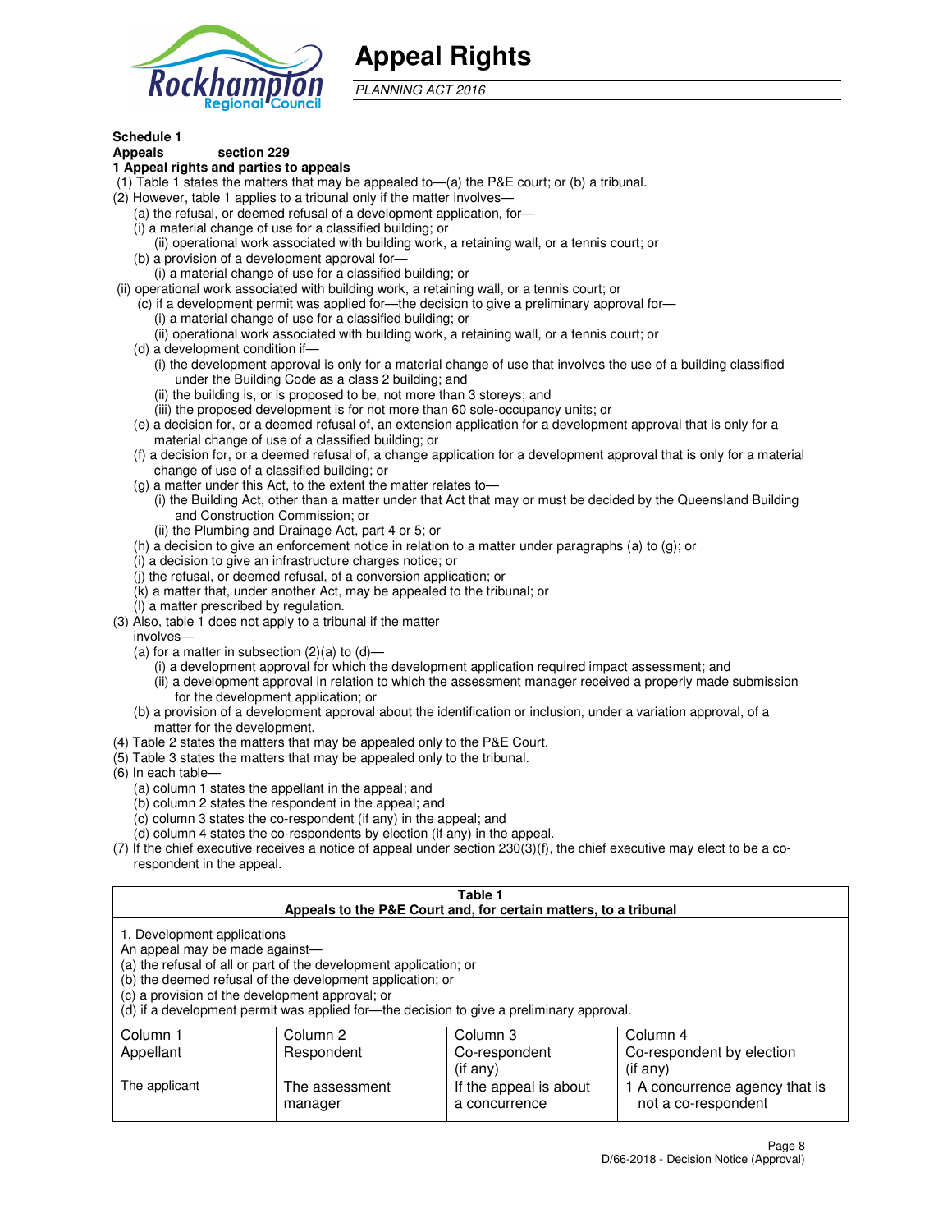# Appeal Rights

*PLANNING ACT 2016*

**Schedule 1**
**Appeals section 229**
**1 Appeal rights and parties to appeals**

(1) Table 1 states the matters that may be appealed to—(a) the P&E court; or (b) a tribunal.

(2) However, table 1 applies to a tribunal only if the matter involves—

(a) the refusal, or deemed refusal of a development application, for—

(i) a material change of use for a classified building; or

(ii) operational work associated with building work, a retaining wall, or a tennis court; or

(b) a provision of a development approval for—

(i) a material change of use for a classified building; or

(ii) operational work associated with building work, a retaining wall, or a tennis court; or

(c) if a development permit was applied for—the decision to give a preliminary approval for—

(i) a material change of use for a classified building; or

(ii) operational work associated with building work, a retaining wall, or a tennis court; or

(d) a development condition if—

(i) the development approval is only for a material change of use that involves the use of a building classified under the Building Code as a class 2 building; and

(ii) the building is, or is proposed to be, not more than 3 storeys; and

(iii) the proposed development is for not more than 60 sole-occupancy units; or

(e) a decision for, or a deemed refusal of, an extension application for a development approval that is only for a material change of use of a classified building; or

(f) a decision for, or a deemed refusal of, a change application for a development approval that is only for a material change of use of a classified building; or

(g) a matter under this Act, to the extent the matter relates to—

(i) the Building Act, other than a matter under that Act that may or must be decided by the Queensland Building and Construction Commission; or

(ii) the Plumbing and Drainage Act, part 4 or 5; or

(h) a decision to give an enforcement notice in relation to a matter under paragraphs (a) to (g); or

(i) a decision to give an infrastructure charges notice; or

(j) the refusal, or deemed refusal, of a conversion application; or

(k) a matter that, under another Act, may be appealed to the tribunal; or

(l) a matter prescribed by regulation.

(3) Also, table 1 does not apply to a tribunal if the matter involves—

(a) for a matter in subsection (2)(a) to (d)—

(i) a development approval for which the development application required impact assessment; and

(ii) a development approval in relation to which the assessment manager received a properly made submission for the development application; or

(b) a provision of a development approval about the identification or inclusion, under a variation approval, of a matter for the development.

(4) Table 2 states the matters that may be appealed only to the P&E Court.

(5) Table 3 states the matters that may be appealed only to the tribunal.

(6) In each table—

(a) column 1 states the appellant in the appeal; and

(b) column 2 states the respondent in the appeal; and

(c) column 3 states the co-respondent (if any) in the appeal; and

(d) column 4 states the co-respondents by election (if any) in the appeal.

(7) If the chief executive receives a notice of appeal under section 230(3)(f), the chief executive may elect to be a co-respondent in the appeal.

**Table 1**
**Appeals to the P&E Court and, for certain matters, to a tribunal**

1. Development applications
An appeal may be made against—
(a) the refusal of all or part of the development application; or
(b) the deemed refusal of the development application; or
(c) a provision of the development approval; or
(d) if a development permit was applied for—the decision to give a preliminary approval.

| Column 1<br>Appellant | Column 2<br>Respondent | Column 3<br>Co-respondent<br>(if any) | Column 4<br>Co-respondent by election<br>(if any) |
|---|---|---|---|
| The applicant | The assessment manager | If the appeal is about a concurrence | 1 A concurrence agency that is not a co-respondent |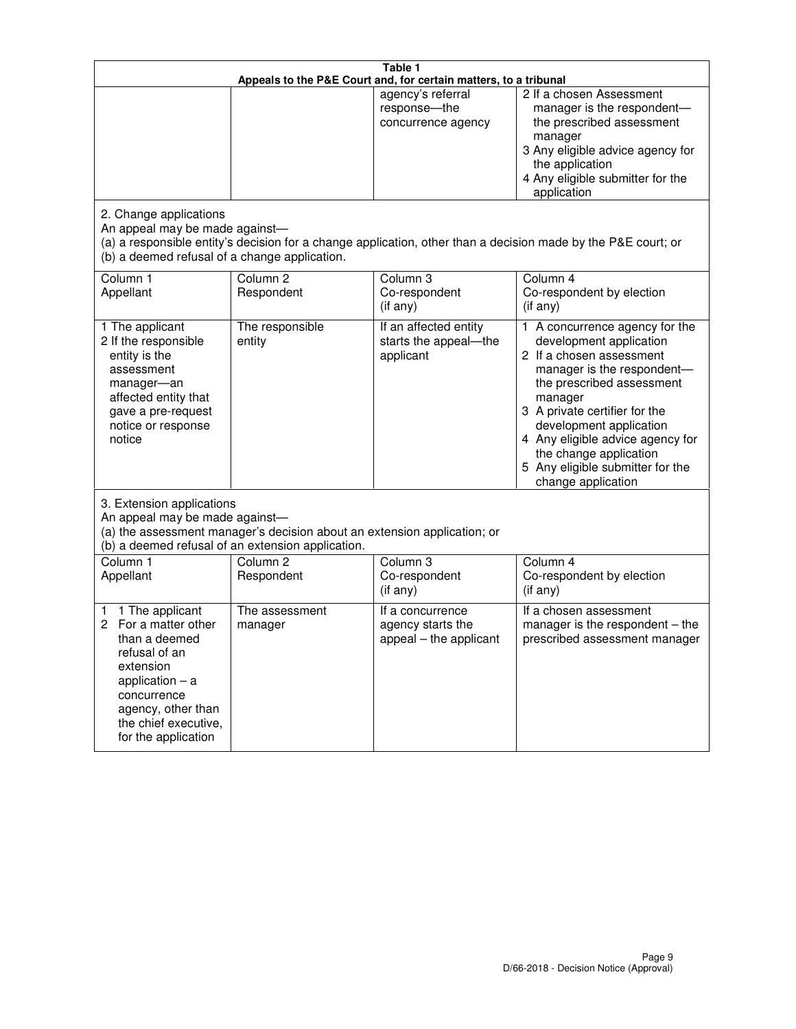**Table 1**
**Appeals to the P&E Court and, for certain matters, to a tribunal**

| | | | |
|---|---|---|---|
| | | agency's referral response—the concurrence agency | 2 If a chosen Assessment manager is the respondent—the prescribed assessment manager<br>3 Any eligible advice agency for the application<br>4 Any eligible submitter for the application |

2. Change applications
An appeal may be made against—
(a) a responsible entity's decision for a change application, other than a decision made by the P&E court; or
(b) a deemed refusal of a change application.

| Column 1<br>Appellant | Column 2<br>Respondent | Column 3<br>Co-respondent<br>(if any) | Column 4<br>Co-respondent by election<br>(if any) |
|---|---|---|---|
| 1 The applicant<br>2 If the responsible entity is the assessment manager—an affected entity that gave a pre-request notice or response notice | The responsible entity | If an affected entity starts the appeal—the applicant | 1 A concurrence agency for the development application<br>2 If a chosen assessment manager is the respondent—the prescribed assessment manager<br>3 A private certifier for the development application<br>4 Any eligible advice agency for the change application<br>5 Any eligible submitter for the change application |

3. Extension applications
An appeal may be made against—
(a) the assessment manager's decision about an extension application; or
(b) a deemed refusal of an extension application.

| Column 1<br>Appellant | Column 2<br>Respondent | Column 3<br>Co-respondent<br>(if any) | Column 4<br>Co-respondent by election<br>(if any) |
|---|---|---|---|
| 1 1 The applicant<br>2 For a matter other than a deemed refusal of an extension application – a concurrence agency, other than the chief executive, for the application | The assessment manager | If a concurrence agency starts the appeal – the applicant | If a chosen assessment manager is the respondent – the prescribed assessment manager |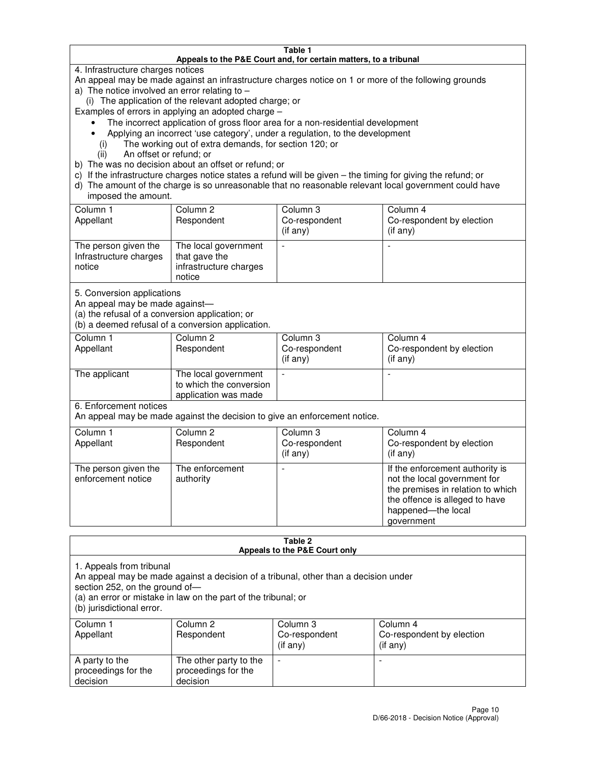**Table 1**
**Appeals to the P&E Court and, for certain matters, to a tribunal**

4. Infrastructure charges notices

An appeal may be made against an infrastructure charges notice on 1 or more of the following grounds

a) The notice involved an error relating to –
   (i) The application of the relevant adopted charge; or

Examples of errors in applying an adopted charge –

- The incorrect application of gross floor area for a non-residential development
- Applying an incorrect 'use category', under a regulation, to the development
   (i) The working out of extra demands, for section 120; or
   (ii) An offset or refund; or

b) The was no decision about an offset or refund; or

c) If the infrastructure charges notice states a refund will be given – the timing for giving the refund; or

d) The amount of the charge is so unreasonable that no reasonable relevant local government could have imposed the amount.

| Column 1 Appellant | Column 2 Respondent | Column 3 Co-respondent (if any) | Column 4 Co-respondent by election (if any) |
|---|---|---|---|
| The person given the Infrastructure charges notice | The local government that gave the infrastructure charges notice | - | - |

5. Conversion applications

An appeal may be made against—
(a) the refusal of a conversion application; or
(b) a deemed refusal of a conversion application.

| Column 1 Appellant | Column 2 Respondent | Column 3 Co-respondent (if any) | Column 4 Co-respondent by election (if any) |
|---|---|---|---|
| The applicant | The local government to which the conversion application was made | - | - |

6. Enforcement notices

An appeal may be made against the decision to give an enforcement notice.

| Column 1 Appellant | Column 2 Respondent | Column 3 Co-respondent (if any) | Column 4 Co-respondent by election (if any) |
|---|---|---|---|
| The person given the enforcement notice | The enforcement authority | - | If the enforcement authority is not the local government for the premises in relation to which the offence is alleged to have happened—the local government |

**Table 2**
**Appeals to the P&E Court only**

1. Appeals from tribunal

An appeal may be made against a decision of a tribunal, other than a decision under section 252, on the ground of—
(a) an error or mistake in law on the part of the tribunal; or
(b) jurisdictional error.

| Column 1 Appellant | Column 2 Respondent | Column 3 Co-respondent (if any) | Column 4 Co-respondent by election (if any) |
|---|---|---|---|
| A party to the proceedings for the decision | The other party to the proceedings for the decision | - | - |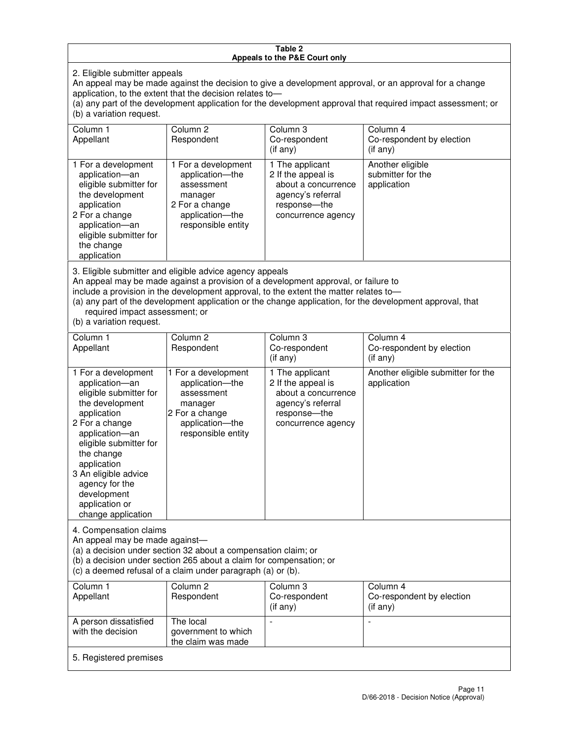**Table 2**
**Appeals to the P&E Court only**

2. Eligible submitter appeals

An appeal may be made against the decision to give a development approval, or an approval for a change application, to the extent that the decision relates to—

(a) any part of the development application for the development approval that required impact assessment; or

(b) a variation request.

| Column 1<br>Appellant | Column 2<br>Respondent | Column 3<br>Co-respondent<br>(if any) | Column 4<br>Co-respondent by election<br>(if any) |
|---|---|---|---|
| 1 For a development application—an eligible submitter for the development application<br>2 For a change application—an eligible submitter for the change application | 1 For a development application—the assessment manager<br>2 For a change application—the responsible entity | 1 The applicant<br>2 If the appeal is about a concurrence agency's referral response—the concurrence agency | Another eligible submitter for the application |

3. Eligible submitter and eligible advice agency appeals

An appeal may be made against a provision of a development approval, or failure to include a provision in the development approval, to the extent the matter relates to—

(a) any part of the development application or the change application, for the development approval, that required impact assessment; or

(b) a variation request.

| Column 1<br>Appellant | Column 2<br>Respondent | Column 3<br>Co-respondent<br>(if any) | Column 4<br>Co-respondent by election<br>(if any) |
|---|---|---|---|
| 1 For a development application—an eligible submitter for the development application<br>2 For a change application—an eligible submitter for the change application<br>3 An eligible advice agency for the development application or change application | 1 For a development application—the assessment manager<br>2 For a change application—the responsible entity | 1 The applicant<br>2 If the appeal is about a concurrence agency's referral response—the concurrence agency | Another eligible submitter for the application |

4. Compensation claims

An appeal may be made against—

(a) a decision under section 32 about a compensation claim; or

(b) a decision under section 265 about a claim for compensation; or

(c) a deemed refusal of a claim under paragraph (a) or (b).

| Column 1<br>Appellant | Column 2<br>Respondent | Column 3<br>Co-respondent<br>(if any) | Column 4<br>Co-respondent by election<br>(if any) |
|---|---|---|---|
| A person dissatisfied with the decision | The local government to which the claim was made | - | - |

5. Registered premises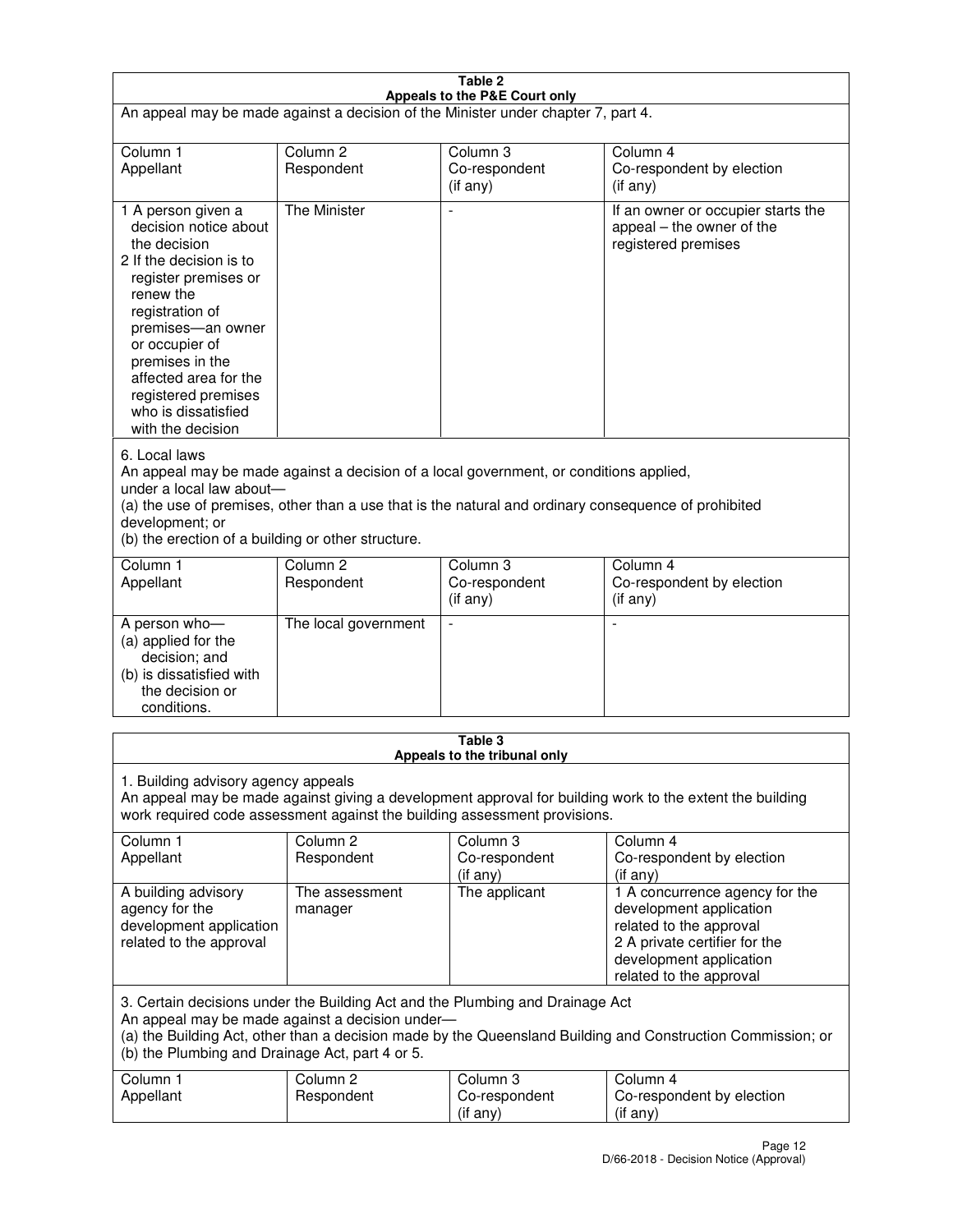**Table 2**
**Appeals to the P&E Court only**

An appeal may be made against a decision of the Minister under chapter 7, part 4.

| Column 1<br>Appellant | Column 2<br>Respondent | Column 3<br>Co-respondent<br>(if any) | Column 4<br>Co-respondent by election<br>(if any) |
|---|---|---|---|
| 1 A person given a decision notice about the decision<br>2 If the decision is to register premises or renew the registration of premises—an owner or occupier of premises in the affected area for the registered premises who is dissatisfied with the decision | The Minister | - | If an owner or occupier starts the appeal – the owner of the registered premises |

6. Local laws

An appeal may be made against a decision of a local government, or conditions applied, under a local law about—
(a) the use of premises, other than a use that is the natural and ordinary consequence of prohibited development; or
(b) the erection of a building or other structure.

| Column 1<br>Appellant | Column 2<br>Respondent | Column 3<br>Co-respondent<br>(if any) | Column 4<br>Co-respondent by election<br>(if any) |
|---|---|---|---|
| A person who—<br>(a) applied for the decision; and<br>(b) is dissatisfied with the decision or conditions. | The local government | - | - |

**Table 3**
**Appeals to the tribunal only**

1. Building advisory agency appeals

An appeal may be made against giving a development approval for building work to the extent the building work required code assessment against the building assessment provisions.

| Column 1<br>Appellant | Column 2<br>Respondent | Column 3<br>Co-respondent<br>(if any) | Column 4<br>Co-respondent by election<br>(if any) |
|---|---|---|---|
| A building advisory agency for the development application related to the approval | The assessment manager | The applicant | 1 A concurrence agency for the development application related to the approval<br>2 A private certifier for the development application related to the approval |

3. Certain decisions under the Building Act and the Plumbing and Drainage Act

An appeal may be made against a decision under—
(a) the Building Act, other than a decision made by the Queensland Building and Construction Commission; or
(b) the Plumbing and Drainage Act, part 4 or 5.

| Column 1<br>Appellant | Column 2<br>Respondent | Column 3<br>Co-respondent<br>(if any) | Column 4<br>Co-respondent by election<br>(if any) |
|---|---|---|---|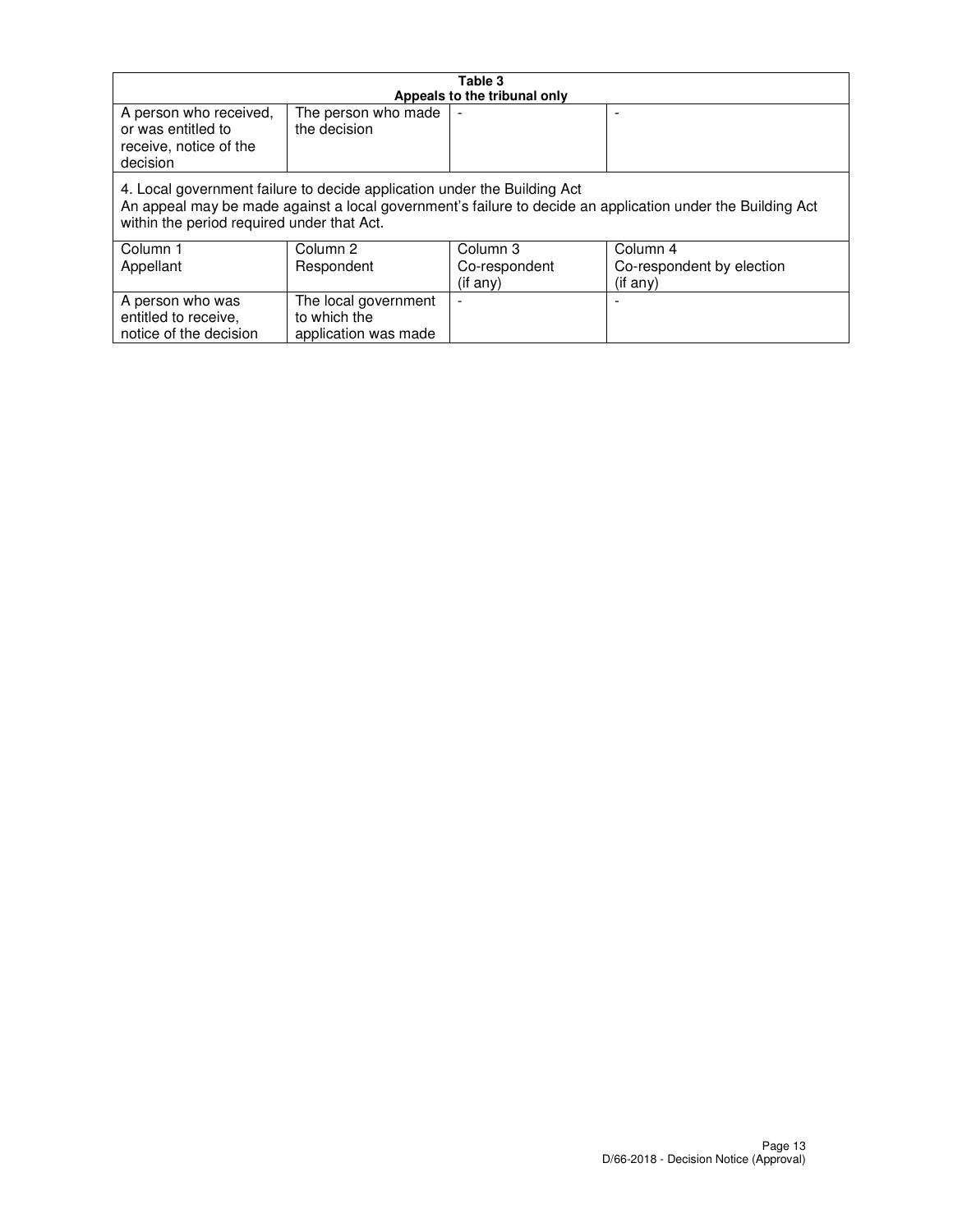| Table 3<br>Appeals to the tribunal only | | | |
|---|---|---|---|
| A person who received, or was entitled to receive, notice of the decision | The person who made the decision | - | - |
| 4. Local government failure to decide application under the Building Act<br>An appeal may be made against a local government's failure to decide an application under the Building Act within the period required under that Act. | | | |
| Column 1<br>Appellant | Column 2<br>Respondent | Column 3<br>Co-respondent<br>(if any) | Column 4<br>Co-respondent by election<br>(if any) |
| A person who was entitled to receive, notice of the decision | The local government to which the application was made | - | - |

D/66-2018 - Decision Notice (Approval)